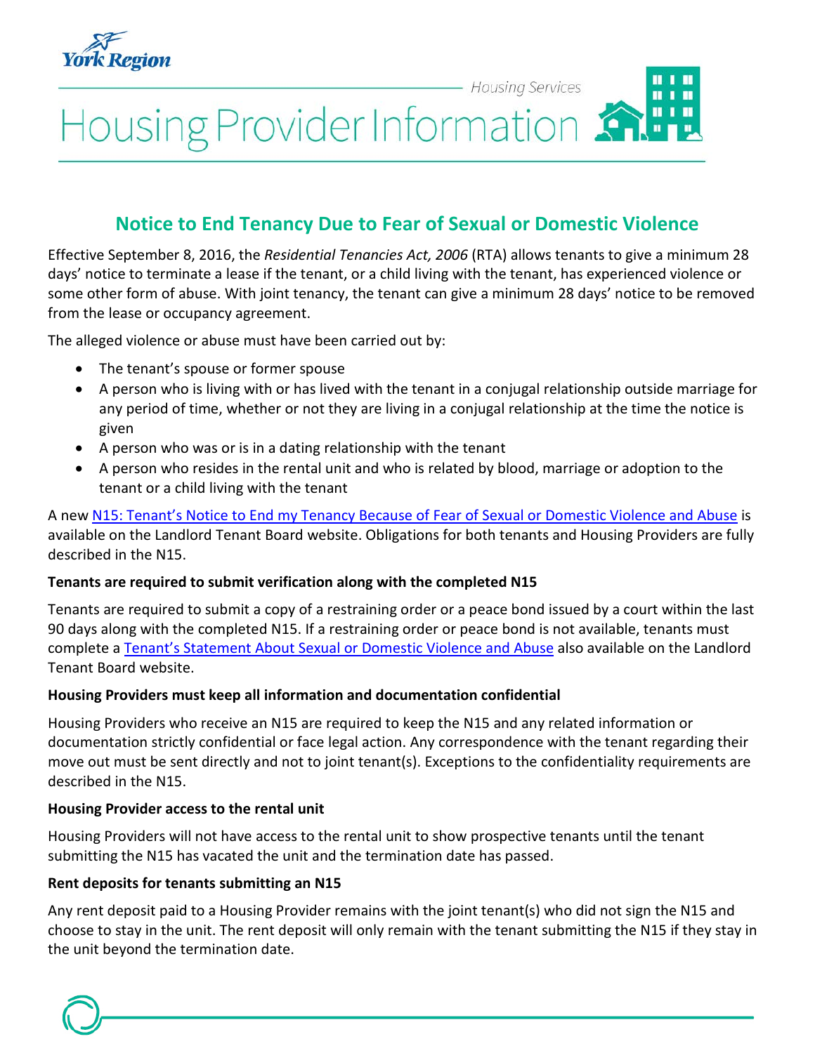York Region

Housing Services

# Housing Provider Information

## Notice to End Tenancy Due to Fear of Sexual or Domestic Violence

Effective September 8, 2016, the *Residential Tenancies Act, 2006* (RTA) allows tenants to give a minimum 28 days' notice to terminate a lease if the tenant, or a child living with the tenant, has experienced violence or some other form of abuse. With joint tenancy, the tenant can give a minimum 28 days' notice to be removed from the lease or occupancy agreement.

The alleged violence or abuse must have been carried out by:

- The tenant's spouse or former spouse
- A person who is living with or has lived with the tenant in a conjugal relationship outside marriage for any period of time, whether or not they are living in a conjugal relationship at the time the notice is given
- A person who was or is in a dating relationship with the tenant
- A person who resides in the rental unit and who is related by blood, marriage or adoption to the tenant or a child living with the tenant

A new N15: Tenant's Notice to End my Tenancy Because of Fear of Sexual or Domestic Violence and Abuse is available on the Landlord Tenant Board website. Obligations for both tenants and Housing Providers are fully described in the N15.

**Tenants are required to submit verification along with the completed N15**

Tenants are required to submit a copy of a restraining order or a peace bond issued by a court within the last 90 days along with the completed N15. If a restraining order or peace bond is not available, tenants must complete a Tenant's Statement About Sexual or Domestic Violence and Abuse also available on the Landlord Tenant Board website.

**Housing Providers must keep all information and documentation confidential**

Housing Providers who receive an N15 are required to keep the N15 and any related information or documentation strictly confidential or face legal action. Any correspondence with the tenant regarding their move out must be sent directly and not to joint tenant(s). Exceptions to the confidentiality requirements are described in the N15.

**Housing Provider access to the rental unit**

Housing Providers will not have access to the rental unit to show prospective tenants until the tenant submitting the N15 has vacated the unit and the termination date has passed.

**Rent deposits for tenants submitting an N15**

Any rent deposit paid to a Housing Provider remains with the joint tenant(s) who did not sign the N15 and choose to stay in the unit. The rent deposit will only remain with the tenant submitting the N15 if they stay in the unit beyond the termination date.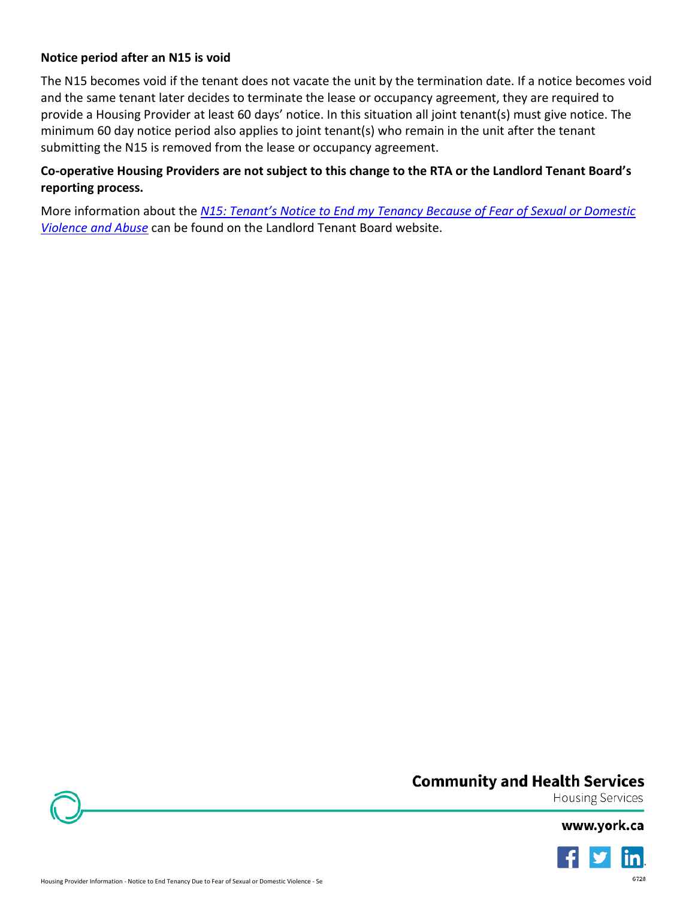**Notice period after an N15 is void**

The N15 becomes void if the tenant does not vacate the unit by the termination date. If a notice becomes void and the same tenant later decides to terminate the lease or occupancy agreement, they are required to provide a Housing Provider at least 60 days' notice. In this situation all joint tenant(s) must give notice. The minimum 60 day notice period also applies to joint tenant(s) who remain in the unit after the tenant submitting the N15 is removed from the lease or occupancy agreement.

**Co-operative Housing Providers are not subject to this change to the RTA or the Landlord Tenant Board's reporting process.**

More information about the *N15: Tenant's Notice to End my Tenancy Because of Fear of Sexual or Domestic Violence and Abuse* can be found on the Landlord Tenant Board website.

**Community and Health Services**
Housing Services

**www.york.ca**